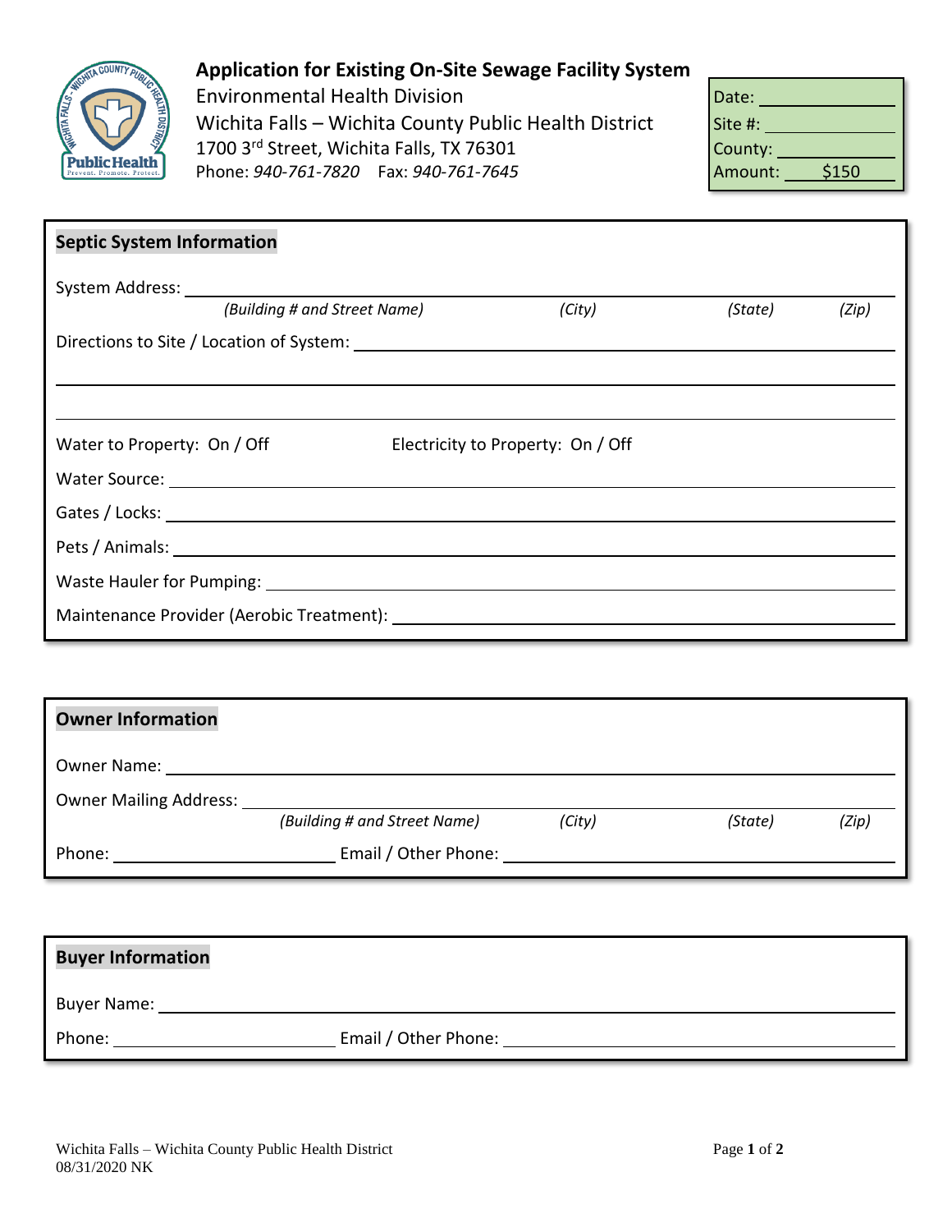# Application for Existing On-Site Sewage Facility System

Environmental Health Division
Wichita Falls – Wichita County Public Health District
1700 3rd Street, Wichita Falls, TX 76301
Phone: *940-761-7820* Fax: *940-761-7645*

| | |
|---|---|
| Date: | |
| Site #: | |
| County: | |
| Amount: | $150 |

## Septic System Information

System Address: ______________________________________________

*(Building # and Street Name)* *(City)* *(State)* *(Zip)*

Directions to Site / Location of System: ______________________________________________

______________________________________________

______________________________________________

Water to Property: On / Off Electricity to Property: On / Off

Water Source: ______________________________________________

Gates / Locks: ______________________________________________

Pets / Animals: ______________________________________________

Waste Hauler for Pumping: ______________________________________________

Maintenance Provider (Aerobic Treatment): ______________________________________________

## Owner Information

Owner Name: ______________________________________________

Owner Mailing Address: ______________________________________________

*(Building # and Street Name)* *(City)* *(State)* *(Zip)*

Phone: ____________________ Email / Other Phone: ______________________________

## Buyer Information

Buyer Name: ______________________________________________

Phone: ____________________ Email / Other Phone: ______________________________

Wichita Falls – Wichita County Public Health District
08/31/2020 NK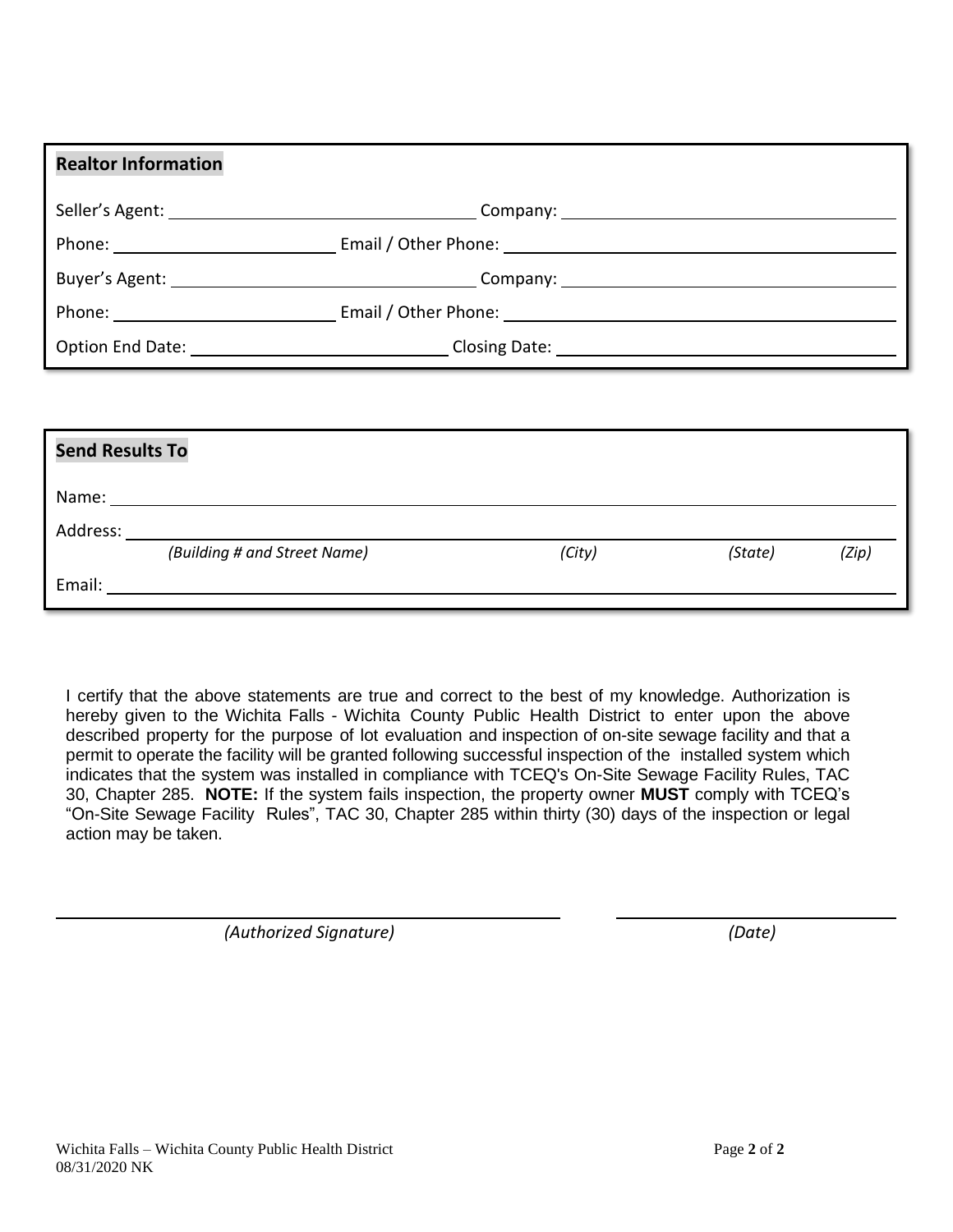## Realtor Information

Seller's Agent: \_\_\_\_\_\_\_\_\_\_\_\_\_\_\_\_\_\_\_\_ Company: \_\_\_\_\_\_\_\_\_\_\_\_\_\_\_\_\_\_\_\_

Phone: \_\_\_\_\_\_\_\_\_\_\_\_\_\_\_\_\_\_\_\_ Email / Other Phone: \_\_\_\_\_\_\_\_\_\_\_\_\_\_\_\_\_\_\_\_

Buyer's Agent: \_\_\_\_\_\_\_\_\_\_\_\_\_\_\_\_\_\_\_\_ Company: \_\_\_\_\_\_\_\_\_\_\_\_\_\_\_\_\_\_\_\_

Phone: \_\_\_\_\_\_\_\_\_\_\_\_\_\_\_\_\_\_\_\_ Email / Other Phone: \_\_\_\_\_\_\_\_\_\_\_\_\_\_\_\_\_\_\_\_

Option End Date: \_\_\_\_\_\_\_\_\_\_\_\_\_\_\_\_\_\_\_\_ Closing Date: \_\_\_\_\_\_\_\_\_\_\_\_\_\_\_\_\_\_\_\_

## Send Results To

Name: \_\_\_\_\_\_\_\_\_\_\_\_\_\_\_\_\_\_\_\_\_\_\_\_\_\_\_\_\_\_\_\_\_\_\_\_\_\_\_\_

Address: \_\_\_\_\_\_\_\_\_\_\_\_\_\_\_\_\_\_\_\_\_\_\_\_\_\_\_\_\_\_\_\_\_\_\_\_\_\_\_\_

*(Building # and Street Name)* *(City)* *(State)* *(Zip)*

Email: \_\_\_\_\_\_\_\_\_\_\_\_\_\_\_\_\_\_\_\_\_\_\_\_\_\_\_\_\_\_\_\_\_\_\_\_\_\_\_\_

I certify that the above statements are true and correct to the best of my knowledge. Authorization is hereby given to the Wichita Falls - Wichita County Public Health District to enter upon the above described property for the purpose of lot evaluation and inspection of on-site sewage facility and that a permit to operate the facility will be granted following successful inspection of the installed system which indicates that the system was installed in compliance with TCEQ's On-Site Sewage Facility Rules, TAC 30, Chapter 285. **NOTE:** If the system fails inspection, the property owner **MUST** comply with TCEQ's "On-Site Sewage Facility Rules", TAC 30, Chapter 285 within thirty (30) days of the inspection or legal action may be taken.

\_\_\_\_\_\_\_\_\_\_\_\_\_\_\_\_\_\_\_\_\_\_\_\_\_\_\_\_\_\_ \_\_\_\_\_\_\_\_\_\_\_\_\_\_\_\_\_\_\_\_

*(Authorized Signature)* *(Date)*

Wichita Falls – Wichita County Public Health District
08/31/2020 NK